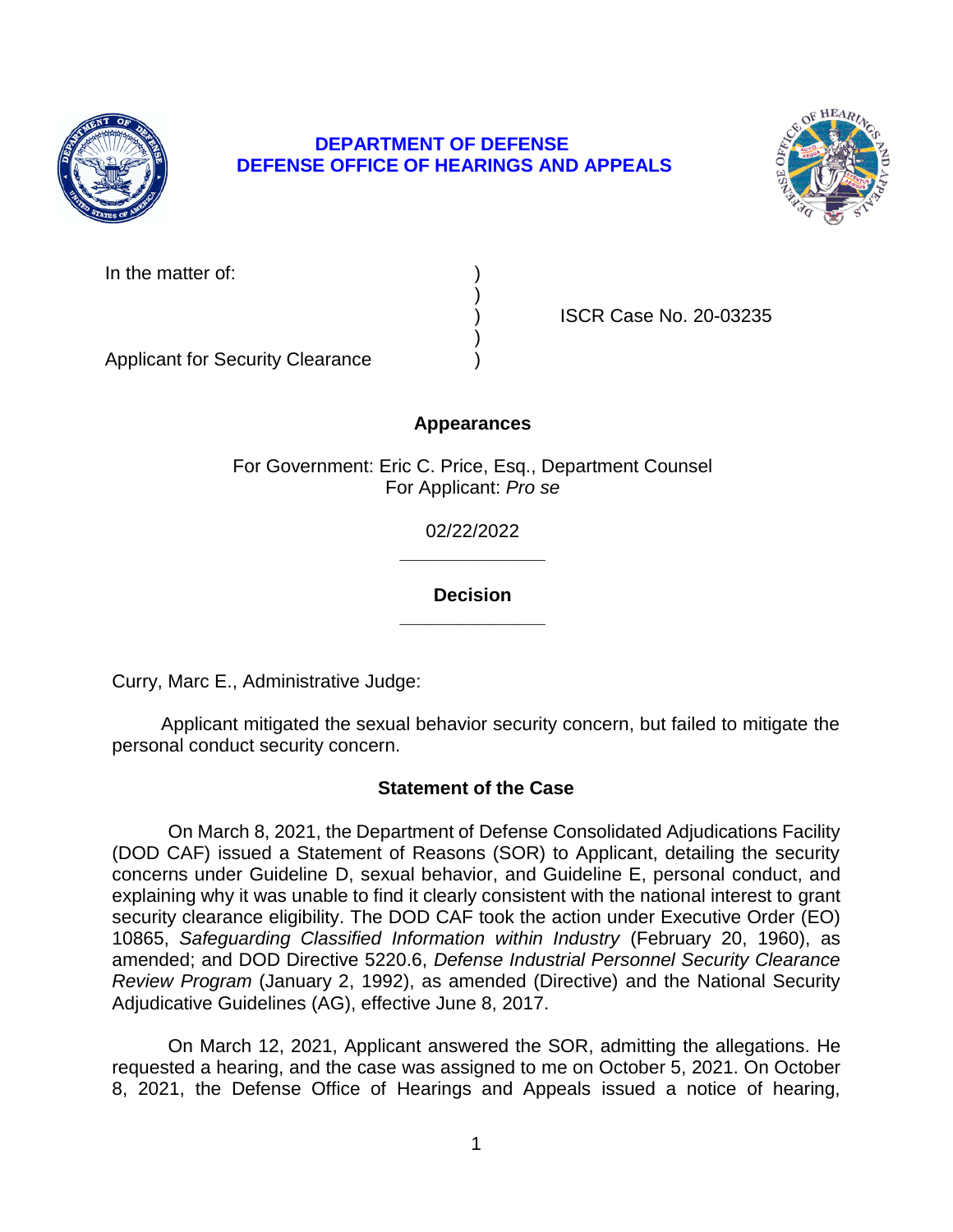# DEPARTMENT OF DEFENSE
# DEFENSE OFFICE OF HEARINGS AND APPEALS

| | | |
|---|---|---|
| In the matter of: | ) | |
| | ) | |
| | ) | ISCR Case No. 20-03235 |
| | ) | |
| Applicant for Security Clearance | ) | |

**Appearances**

For Government: Eric C. Price, Esq., Department Counsel
For Applicant: *Pro se*

02/22/2022

---

**Decision**

---

Curry, Marc E., Administrative Judge:

Applicant mitigated the sexual behavior security concern, but failed to mitigate the personal conduct security concern.

## Statement of the Case

On March 8, 2021, the Department of Defense Consolidated Adjudications Facility (DOD CAF) issued a Statement of Reasons (SOR) to Applicant, detailing the security concerns under Guideline D, sexual behavior, and Guideline E, personal conduct, and explaining why it was unable to find it clearly consistent with the national interest to grant security clearance eligibility. The DOD CAF took the action under Executive Order (EO) 10865, *Safeguarding Classified Information within Industry* (February 20, 1960), as amended; and DOD Directive 5220.6, *Defense Industrial Personnel Security Clearance Review Program* (January 2, 1992), as amended (Directive) and the National Security Adjudicative Guidelines (AG), effective June 8, 2017.

On March 12, 2021, Applicant answered the SOR, admitting the allegations. He requested a hearing, and the case was assigned to me on October 5, 2021. On October 8, 2021, the Defense Office of Hearings and Appeals issued a notice of hearing,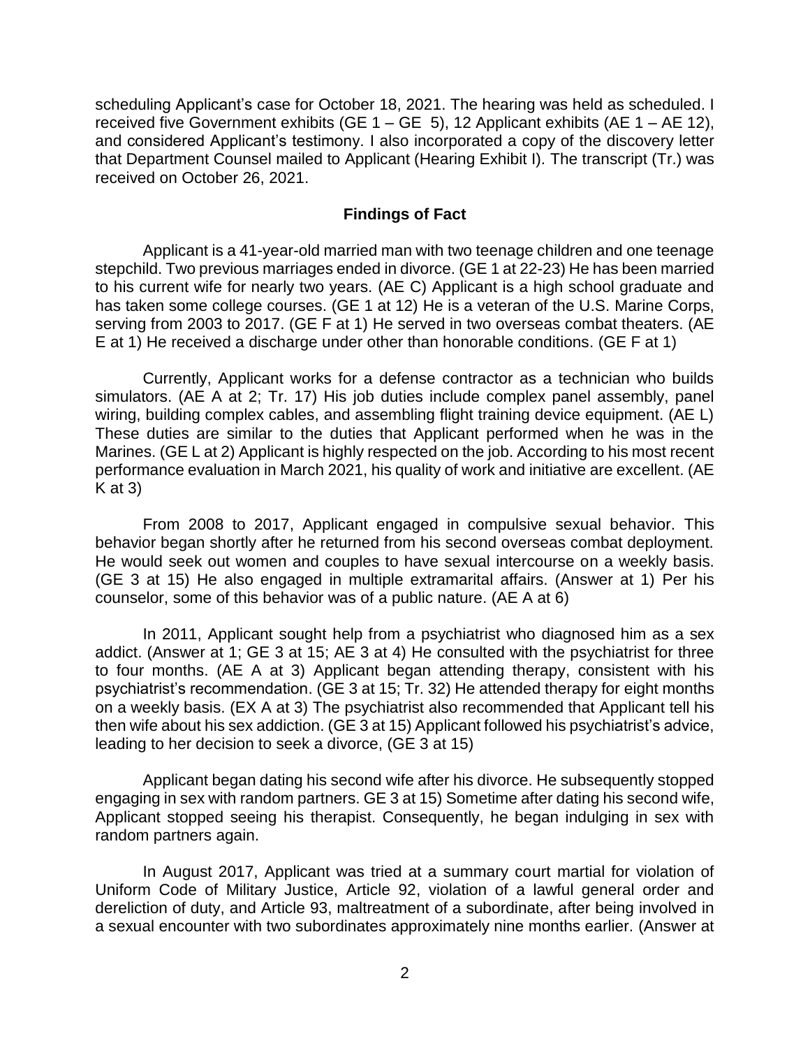scheduling Applicant's case for October 18, 2021. The hearing was held as scheduled. I received five Government exhibits (GE 1 – GE 5), 12 Applicant exhibits (AE 1 – AE 12), and considered Applicant's testimony. I also incorporated a copy of the discovery letter that Department Counsel mailed to Applicant (Hearing Exhibit I). The transcript (Tr.) was received on October 26, 2021.

## Findings of Fact

Applicant is a 41-year-old married man with two teenage children and one teenage stepchild. Two previous marriages ended in divorce. (GE 1 at 22-23) He has been married to his current wife for nearly two years. (AE C) Applicant is a high school graduate and has taken some college courses. (GE 1 at 12) He is a veteran of the U.S. Marine Corps, serving from 2003 to 2017. (GE F at 1) He served in two overseas combat theaters. (AE E at 1) He received a discharge under other than honorable conditions. (GE F at 1)

Currently, Applicant works for a defense contractor as a technician who builds simulators. (AE A at 2; Tr. 17) His job duties include complex panel assembly, panel wiring, building complex cables, and assembling flight training device equipment. (AE L) These duties are similar to the duties that Applicant performed when he was in the Marines. (GE L at 2) Applicant is highly respected on the job. According to his most recent performance evaluation in March 2021, his quality of work and initiative are excellent. (AE K at 3)

From 2008 to 2017, Applicant engaged in compulsive sexual behavior. This behavior began shortly after he returned from his second overseas combat deployment. He would seek out women and couples to have sexual intercourse on a weekly basis. (GE 3 at 15) He also engaged in multiple extramarital affairs. (Answer at 1) Per his counselor, some of this behavior was of a public nature. (AE A at 6)

In 2011, Applicant sought help from a psychiatrist who diagnosed him as a sex addict. (Answer at 1; GE 3 at 15; AE 3 at 4) He consulted with the psychiatrist for three to four months. (AE A at 3) Applicant began attending therapy, consistent with his psychiatrist's recommendation. (GE 3 at 15; Tr. 32) He attended therapy for eight months on a weekly basis. (EX A at 3) The psychiatrist also recommended that Applicant tell his then wife about his sex addiction. (GE 3 at 15) Applicant followed his psychiatrist's advice, leading to her decision to seek a divorce, (GE 3 at 15)

Applicant began dating his second wife after his divorce. He subsequently stopped engaging in sex with random partners. GE 3 at 15) Sometime after dating his second wife, Applicant stopped seeing his therapist. Consequently, he began indulging in sex with random partners again.

In August 2017, Applicant was tried at a summary court martial for violation of Uniform Code of Military Justice, Article 92, violation of a lawful general order and dereliction of duty, and Article 93, maltreatment of a subordinate, after being involved in a sexual encounter with two subordinates approximately nine months earlier. (Answer at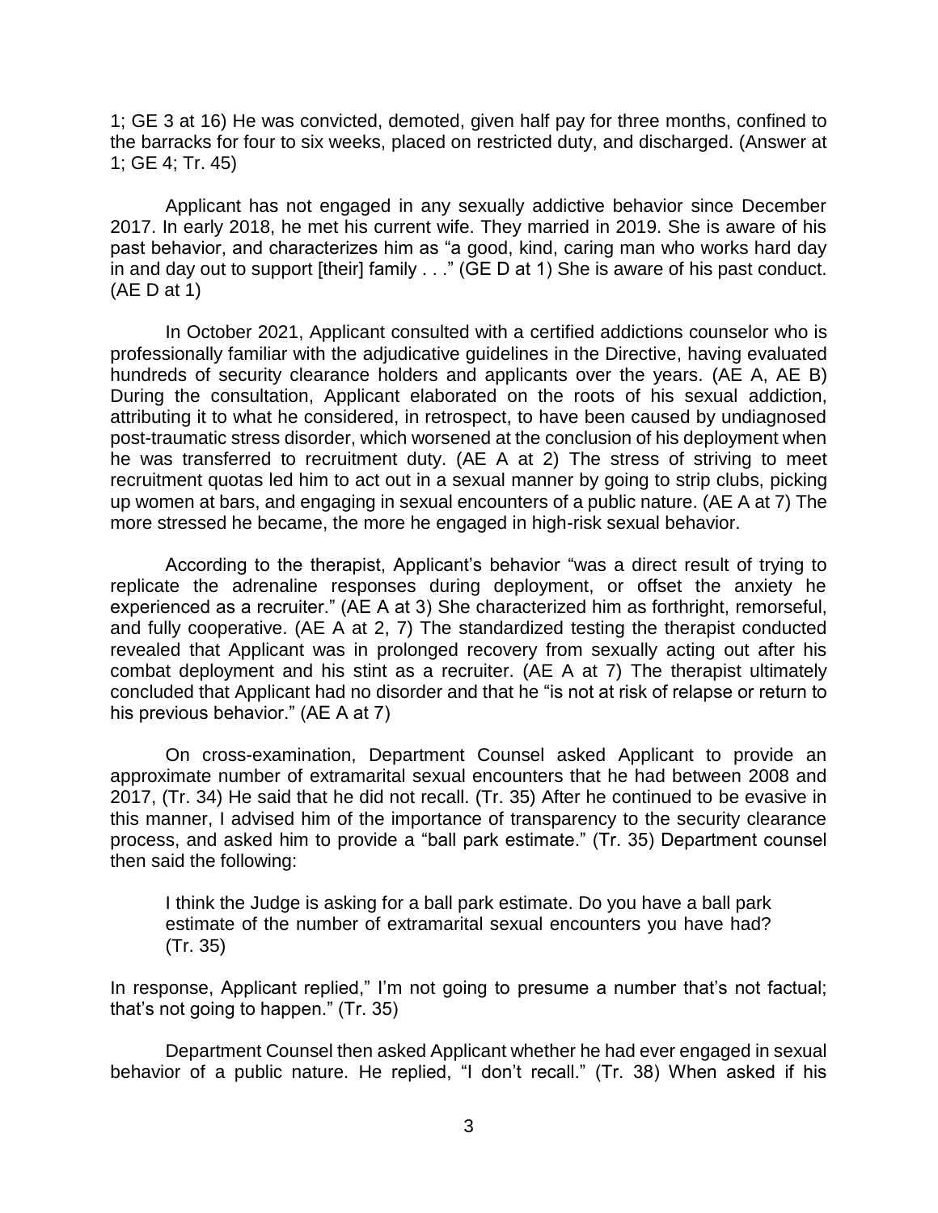1; GE 3 at 16) He was convicted, demoted, given half pay for three months, confined to the barracks for four to six weeks, placed on restricted duty, and discharged. (Answer at 1; GE 4; Tr. 45)

Applicant has not engaged in any sexually addictive behavior since December 2017. In early 2018, he met his current wife. They married in 2019. She is aware of his past behavior, and characterizes him as "a good, kind, caring man who works hard day in and day out to support [their] family . . ." (GE D at 1) She is aware of his past conduct. (AE D at 1)

In October 2021, Applicant consulted with a certified addictions counselor who is professionally familiar with the adjudicative guidelines in the Directive, having evaluated hundreds of security clearance holders and applicants over the years. (AE A, AE B) During the consultation, Applicant elaborated on the roots of his sexual addiction, attributing it to what he considered, in retrospect, to have been caused by undiagnosed post-traumatic stress disorder, which worsened at the conclusion of his deployment when he was transferred to recruitment duty. (AE A at 2) The stress of striving to meet recruitment quotas led him to act out in a sexual manner by going to strip clubs, picking up women at bars, and engaging in sexual encounters of a public nature. (AE A at 7) The more stressed he became, the more he engaged in high-risk sexual behavior.

According to the therapist, Applicant's behavior "was a direct result of trying to replicate the adrenaline responses during deployment, or offset the anxiety he experienced as a recruiter." (AE A at 3) She characterized him as forthright, remorseful, and fully cooperative. (AE A at 2, 7) The standardized testing the therapist conducted revealed that Applicant was in prolonged recovery from sexually acting out after his combat deployment and his stint as a recruiter. (AE A at 7) The therapist ultimately concluded that Applicant had no disorder and that he "is not at risk of relapse or return to his previous behavior." (AE A at 7)

On cross-examination, Department Counsel asked Applicant to provide an approximate number of extramarital sexual encounters that he had between 2008 and 2017, (Tr. 34) He said that he did not recall. (Tr. 35) After he continued to be evasive in this manner, I advised him of the importance of transparency to the security clearance process, and asked him to provide a "ball park estimate." (Tr. 35) Department counsel then said the following:

> I think the Judge is asking for a ball park estimate. Do you have a ball park estimate of the number of extramarital sexual encounters you have had? (Tr. 35)

In response, Applicant replied," I'm not going to presume a number that's not factual; that's not going to happen." (Tr. 35)

Department Counsel then asked Applicant whether he had ever engaged in sexual behavior of a public nature. He replied, "I don't recall." (Tr. 38) When asked if his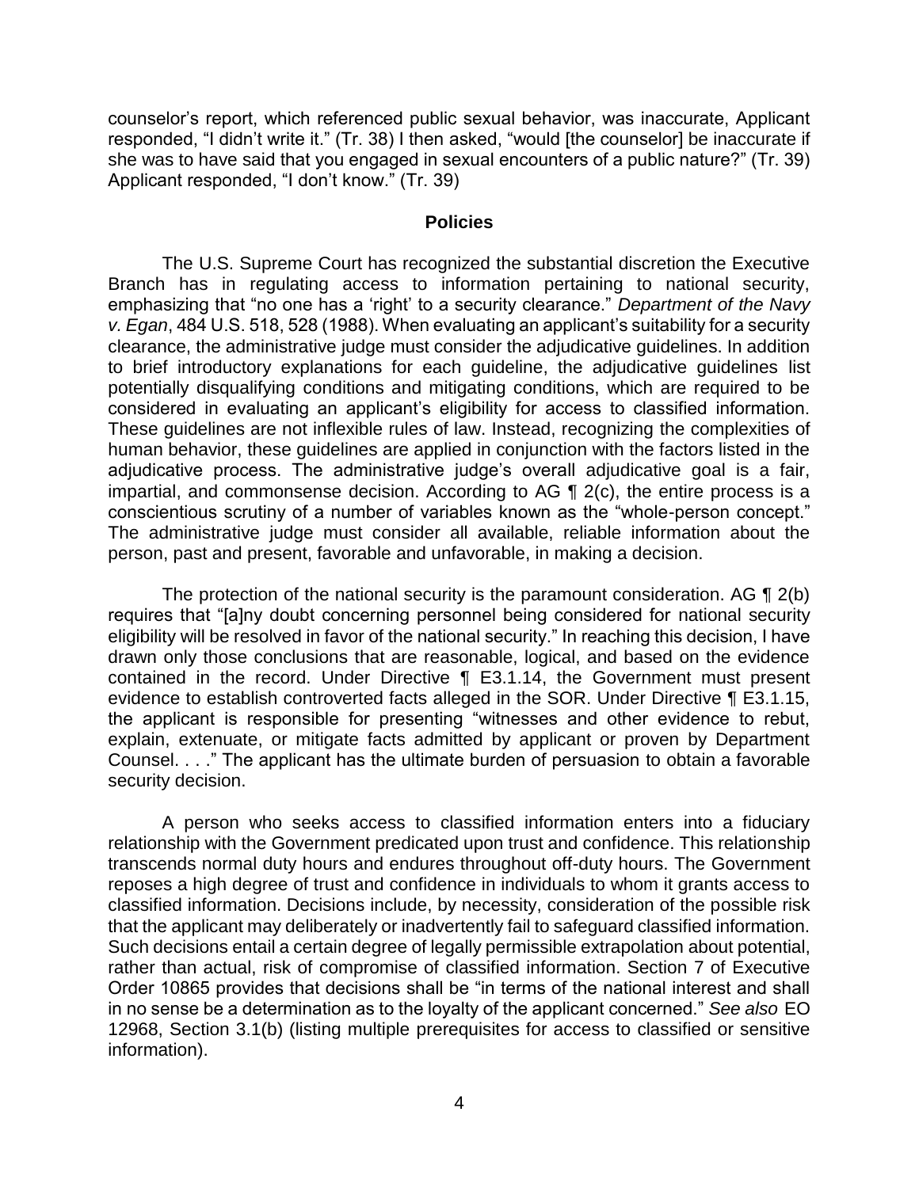counselor's report, which referenced public sexual behavior, was inaccurate, Applicant responded, "I didn't write it." (Tr. 38) I then asked, "would [the counselor] be inaccurate if she was to have said that you engaged in sexual encounters of a public nature?" (Tr. 39) Applicant responded, "I don't know." (Tr. 39)

## Policies

The U.S. Supreme Court has recognized the substantial discretion the Executive Branch has in regulating access to information pertaining to national security, emphasizing that "no one has a 'right' to a security clearance." *Department of the Navy v. Egan*, 484 U.S. 518, 528 (1988). When evaluating an applicant's suitability for a security clearance, the administrative judge must consider the adjudicative guidelines. In addition to brief introductory explanations for each guideline, the adjudicative guidelines list potentially disqualifying conditions and mitigating conditions, which are required to be considered in evaluating an applicant's eligibility for access to classified information. These guidelines are not inflexible rules of law. Instead, recognizing the complexities of human behavior, these guidelines are applied in conjunction with the factors listed in the adjudicative process. The administrative judge's overall adjudicative goal is a fair, impartial, and commonsense decision. According to AG ¶ 2(c), the entire process is a conscientious scrutiny of a number of variables known as the "whole-person concept." The administrative judge must consider all available, reliable information about the person, past and present, favorable and unfavorable, in making a decision.

The protection of the national security is the paramount consideration. AG ¶ 2(b) requires that "[a]ny doubt concerning personnel being considered for national security eligibility will be resolved in favor of the national security." In reaching this decision, I have drawn only those conclusions that are reasonable, logical, and based on the evidence contained in the record. Under Directive ¶ E3.1.14, the Government must present evidence to establish controverted facts alleged in the SOR. Under Directive ¶ E3.1.15, the applicant is responsible for presenting "witnesses and other evidence to rebut, explain, extenuate, or mitigate facts admitted by applicant or proven by Department Counsel. . . ." The applicant has the ultimate burden of persuasion to obtain a favorable security decision.

A person who seeks access to classified information enters into a fiduciary relationship with the Government predicated upon trust and confidence. This relationship transcends normal duty hours and endures throughout off-duty hours. The Government reposes a high degree of trust and confidence in individuals to whom it grants access to classified information. Decisions include, by necessity, consideration of the possible risk that the applicant may deliberately or inadvertently fail to safeguard classified information. Such decisions entail a certain degree of legally permissible extrapolation about potential, rather than actual, risk of compromise of classified information. Section 7 of Executive Order 10865 provides that decisions shall be "in terms of the national interest and shall in no sense be a determination as to the loyalty of the applicant concerned." *See also* EO 12968, Section 3.1(b) (listing multiple prerequisites for access to classified or sensitive information).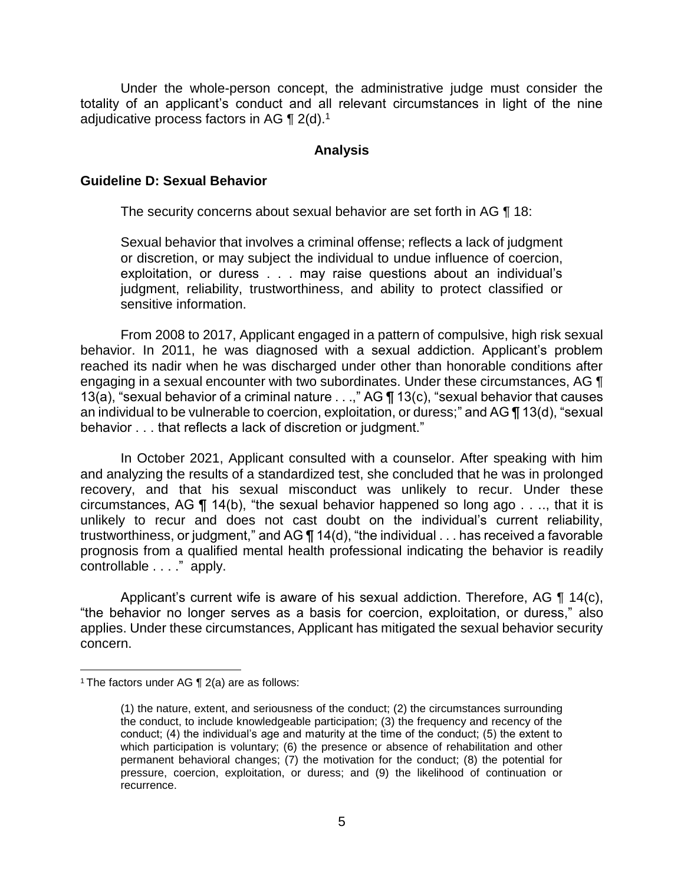Under the whole-person concept, the administrative judge must consider the totality of an applicant's conduct and all relevant circumstances in light of the nine adjudicative process factors in AG ¶ 2(d).[1]

## Analysis

### Guideline D: Sexual Behavior

The security concerns about sexual behavior are set forth in AG ¶ 18:

> Sexual behavior that involves a criminal offense; reflects a lack of judgment or discretion, or may subject the individual to undue influence of coercion, exploitation, or duress . . . may raise questions about an individual's judgment, reliability, trustworthiness, and ability to protect classified or sensitive information.

From 2008 to 2017, Applicant engaged in a pattern of compulsive, high risk sexual behavior. In 2011, he was diagnosed with a sexual addiction. Applicant's problem reached its nadir when he was discharged under other than honorable conditions after engaging in a sexual encounter with two subordinates. Under these circumstances, AG ¶ 13(a), "sexual behavior of a criminal nature . . .," AG ¶ 13(c), "sexual behavior that causes an individual to be vulnerable to coercion, exploitation, or duress;" and AG ¶ 13(d), "sexual behavior . . . that reflects a lack of discretion or judgment."

In October 2021, Applicant consulted with a counselor. After speaking with him and analyzing the results of a standardized test, she concluded that he was in prolonged recovery, and that his sexual misconduct was unlikely to recur. Under these circumstances, AG ¶ 14(b), "the sexual behavior happened so long ago . . .., that it is unlikely to recur and does not cast doubt on the individual's current reliability, trustworthiness, or judgment," and AG ¶ 14(d), "the individual . . . has received a favorable prognosis from a qualified mental health professional indicating the behavior is readily controllable . . . ." apply.

Applicant's current wife is aware of his sexual addiction. Therefore, AG ¶ 14(c), "the behavior no longer serves as a basis for coercion, exploitation, or duress," also applies. Under these circumstances, Applicant has mitigated the sexual behavior security concern.

---

[1] The factors under AG ¶ 2(a) are as follows:

> (1) the nature, extent, and seriousness of the conduct; (2) the circumstances surrounding the conduct, to include knowledgeable participation; (3) the frequency and recency of the conduct; (4) the individual's age and maturity at the time of the conduct; (5) the extent to which participation is voluntary; (6) the presence or absence of rehabilitation and other permanent behavioral changes; (7) the motivation for the conduct; (8) the potential for pressure, coercion, exploitation, or duress; and (9) the likelihood of continuation or recurrence.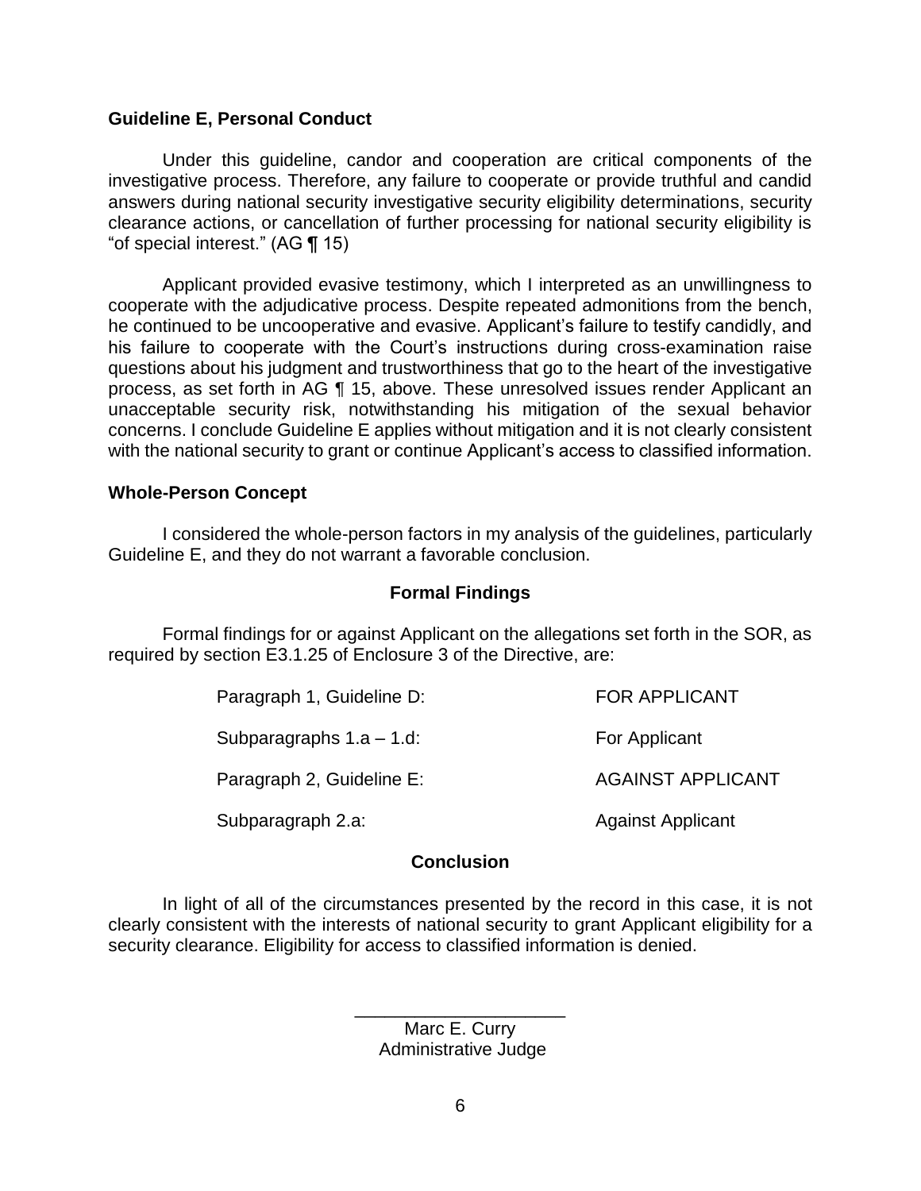**Guideline E, Personal Conduct**

Under this guideline, candor and cooperation are critical components of the investigative process. Therefore, any failure to cooperate or provide truthful and candid answers during national security investigative security eligibility determinations, security clearance actions, or cancellation of further processing for national security eligibility is "of special interest." (AG ¶ 15)

Applicant provided evasive testimony, which I interpreted as an unwillingness to cooperate with the adjudicative process. Despite repeated admonitions from the bench, he continued to be uncooperative and evasive. Applicant's failure to testify candidly, and his failure to cooperate with the Court's instructions during cross-examination raise questions about his judgment and trustworthiness that go to the heart of the investigative process, as set forth in AG ¶ 15, above. These unresolved issues render Applicant an unacceptable security risk, notwithstanding his mitigation of the sexual behavior concerns. I conclude Guideline E applies without mitigation and it is not clearly consistent with the national security to grant or continue Applicant's access to classified information.

**Whole-Person Concept**

I considered the whole-person factors in my analysis of the guidelines, particularly Guideline E, and they do not warrant a favorable conclusion.

## Formal Findings

Formal findings for or against Applicant on the allegations set forth in the SOR, as required by section E3.1.25 of Enclosure 3 of the Directive, are:

| | |
|---|---|
| Paragraph 1, Guideline D: | FOR APPLICANT |
| Subparagraphs 1.a – 1.d: | For Applicant |
| Paragraph 2, Guideline E: | AGAINST APPLICANT |
| Subparagraph 2.a: | Against Applicant |

## Conclusion

In light of all of the circumstances presented by the record in this case, it is not clearly consistent with the interests of national security to grant Applicant eligibility for a security clearance. Eligibility for access to classified information is denied.

______________________
Marc E. Curry
Administrative Judge